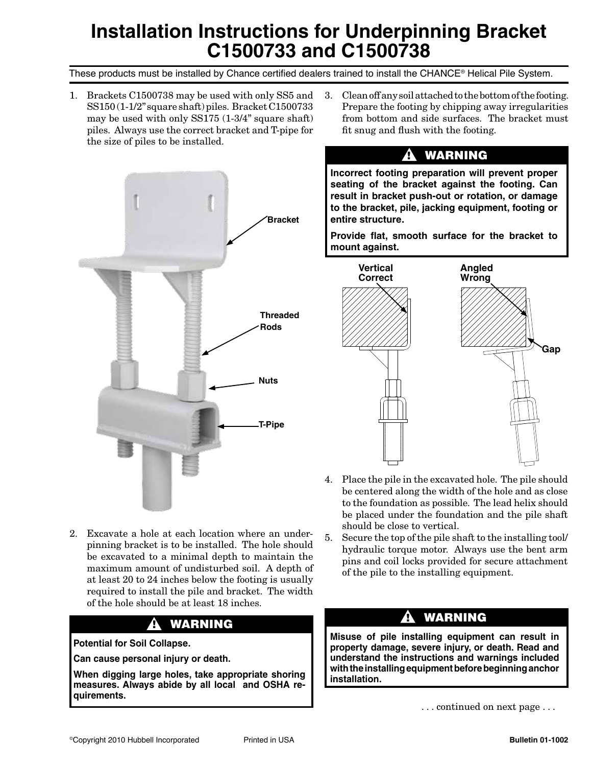# Installation Instructions for Underpinning Bracket C1500733 and C1500738

These products must be installed by Chance certified dealers trained to install the CHANCE® Helical Pile System.

1. Brackets C1500738 may be used with only SS5 and SS150 (1-1/2" square shaft) piles. Bracket C1500733 may be used with only SS175 (1-3/4" square shaft) piles. Always use the correct bracket and T-pipe for the size of piles to be installed.

Bracket

Threaded Rods

Nuts

T-Pipe

2. Excavate a hole at each location where an underpinning bracket is to be installed. The hole should be excavated to a minimal depth to maintain the maximum amount of undisturbed soil. A depth of at least 20 to 24 inches below the footing is usually required to install the pile and bracket. The width of the hole should be at least 18 inches.

> **⚠ WARNING**
>
> **Potential for Soil Collapse.**
>
> **Can cause personal injury or death.**
>
> **When digging large holes, take appropriate shoring measures. Always abide by all local and OSHA requirements.**

3. Clean off any soil attached to the bottom of the footing. Prepare the footing by chipping away irregularities from bottom and side surfaces. The bracket must fit snug and flush with the footing.

> **⚠ WARNING**
>
> **Incorrect footing preparation will prevent proper seating of the bracket against the footing. Can result in bracket push-out or rotation, or damage to the bracket, pile, jacking equipment, footing or entire structure.**
>
> **Provide flat, smooth surface for the bracket to mount against.**

Vertical Correct

Angled Wrong

Gap

4. Place the pile in the excavated hole. The pile should be centered along the width of the hole and as close to the foundation as possible. The lead helix should be placed under the foundation and the pile shaft should be close to vertical.
5. Secure the top of the pile shaft to the installing tool/hydraulic torque motor. Always use the bent arm pins and coil locks provided for secure attachment of the pile to the installing equipment.

> **⚠ WARNING**
>
> **Misuse of pile installing equipment can result in property damage, severe injury, or death. Read and understand the instructions and warnings included with the installing equipment before beginning anchor installation.**

. . . continued on next page . . .

©Copyright 2010 Hubbell Incorporated Printed in USA Bulletin 01-1002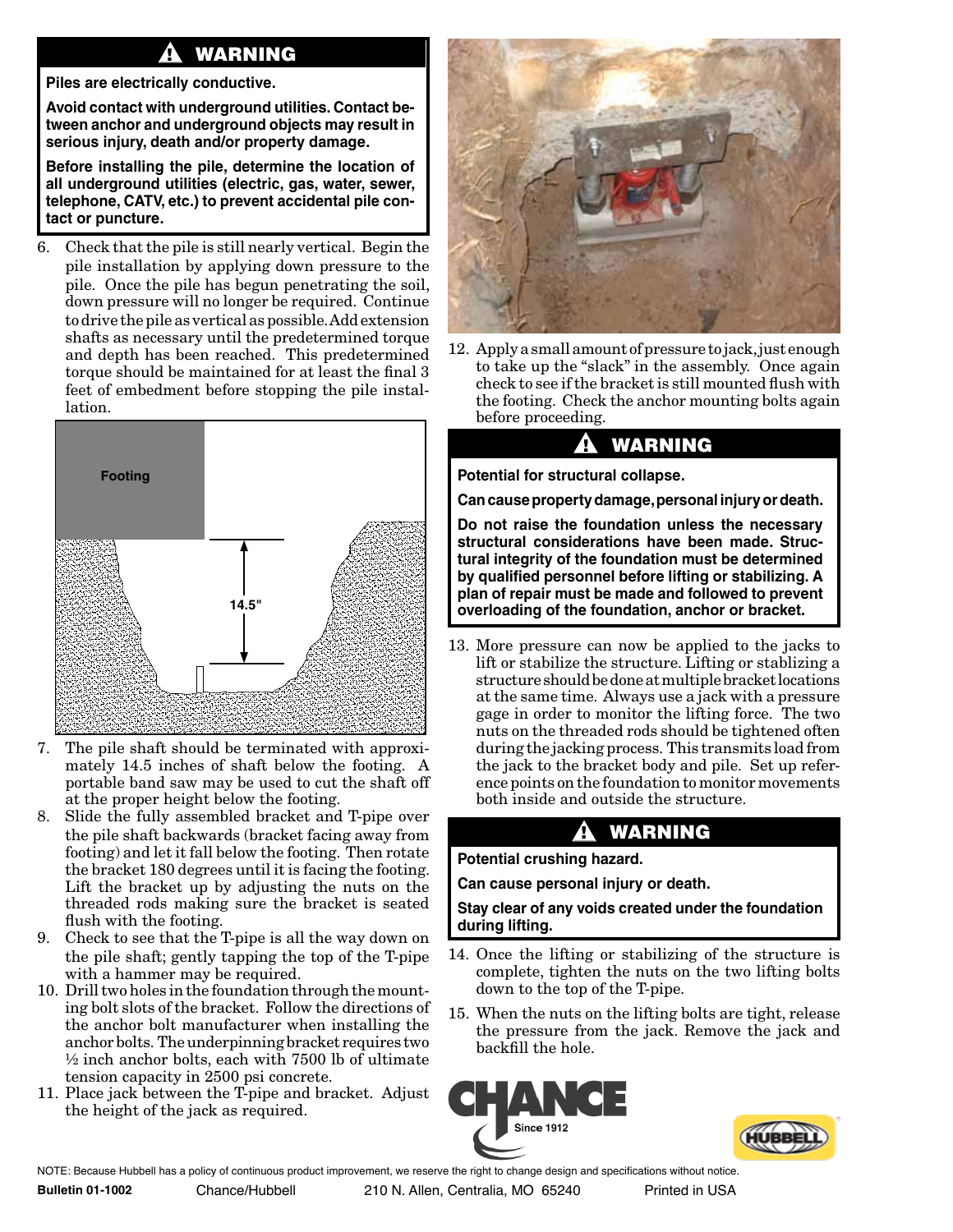## ⚠ WARNING

**Piles are electrically conductive.**

**Avoid contact with underground utilities. Contact between anchor and underground objects may result in serious injury, death and/or property damage.**

**Before installing the pile, determine the location of all underground utilities (electric, gas, water, sewer, telephone, CATV, etc.) to prevent accidental pile contact or puncture.**

6. Check that the pile is still nearly vertical. Begin the pile installation by applying down pressure to the pile. Once the pile has begun penetrating the soil, down pressure will no longer be required. Continue to drive the pile as vertical as possible. Add extension shafts as necessary until the predetermined torque and depth has been reached. This predetermined torque should be maintained for at least the final 3 feet of embedment before stopping the pile installation.

Footing

14.5"

7. The pile shaft should be terminated with approximately 14.5 inches of shaft below the footing. A portable band saw may be used to cut the shaft off at the proper height below the footing.
8. Slide the fully assembled bracket and T-pipe over the pile shaft backwards (bracket facing away from footing) and let it fall below the footing. Then rotate the bracket 180 degrees until it is facing the footing. Lift the bracket up by adjusting the nuts on the threaded rods making sure the bracket is seated flush with the footing.
9. Check to see that the T-pipe is all the way down on the pile shaft; gently tapping the top of the T-pipe with a hammer may be required.
10. Drill two holes in the foundation through the mounting bolt slots of the bracket. Follow the directions of the anchor bolt manufacturer when installing the anchor bolts. The underpinning bracket requires two ½ inch anchor bolts, each with 7500 lb of ultimate tension capacity in 2500 psi concrete.
11. Place jack between the T-pipe and bracket. Adjust the height of the jack as required.
12. Apply a small amount of pressure to jack, just enough to take up the "slack" in the assembly. Once again check to see if the bracket is still mounted flush with the footing. Check the anchor mounting bolts again before proceeding.

## ⚠ WARNING

**Potential for structural collapse.**

**Can cause property damage, personal injury or death.**

**Do not raise the foundation unless the necessary structural considerations have been made. Structural integrity of the foundation must be determined by qualified personnel before lifting or stabilizing. A plan of repair must be made and followed to prevent overloading of the foundation, anchor or bracket.**

13. More pressure can now be applied to the jacks to lift or stabilize the structure. Lifting or stablizing a structure should be done at multiple bracket locations at the same time. Always use a jack with a pressure gage in order to monitor the lifting force. The two nuts on the threaded rods should be tightened often during the jacking process. This transmits load from the jack to the bracket body and pile. Set up reference points on the foundation to monitor movements both inside and outside the structure.

## ⚠ WARNING

**Potential crushing hazard.**

**Can cause personal injury or death.**

**Stay clear of any voids created under the foundation during lifting.**

14. Once the lifting or stabilizing of the structure is complete, tighten the nuts on the two lifting bolts down to the top of the T-pipe.
15. When the nuts on the lifting bolts are tight, release the pressure from the jack. Remove the jack and backfill the hole.

CHANCE Since 1912

HUBBELL

NOTE: Because Hubbell has a policy of continuous product improvement, we reserve the right to change design and specifications without notice.

**Bulletin 01-1002** Chance/Hubbell 210 N. Allen, Centralia, MO 65240 Printed in USA